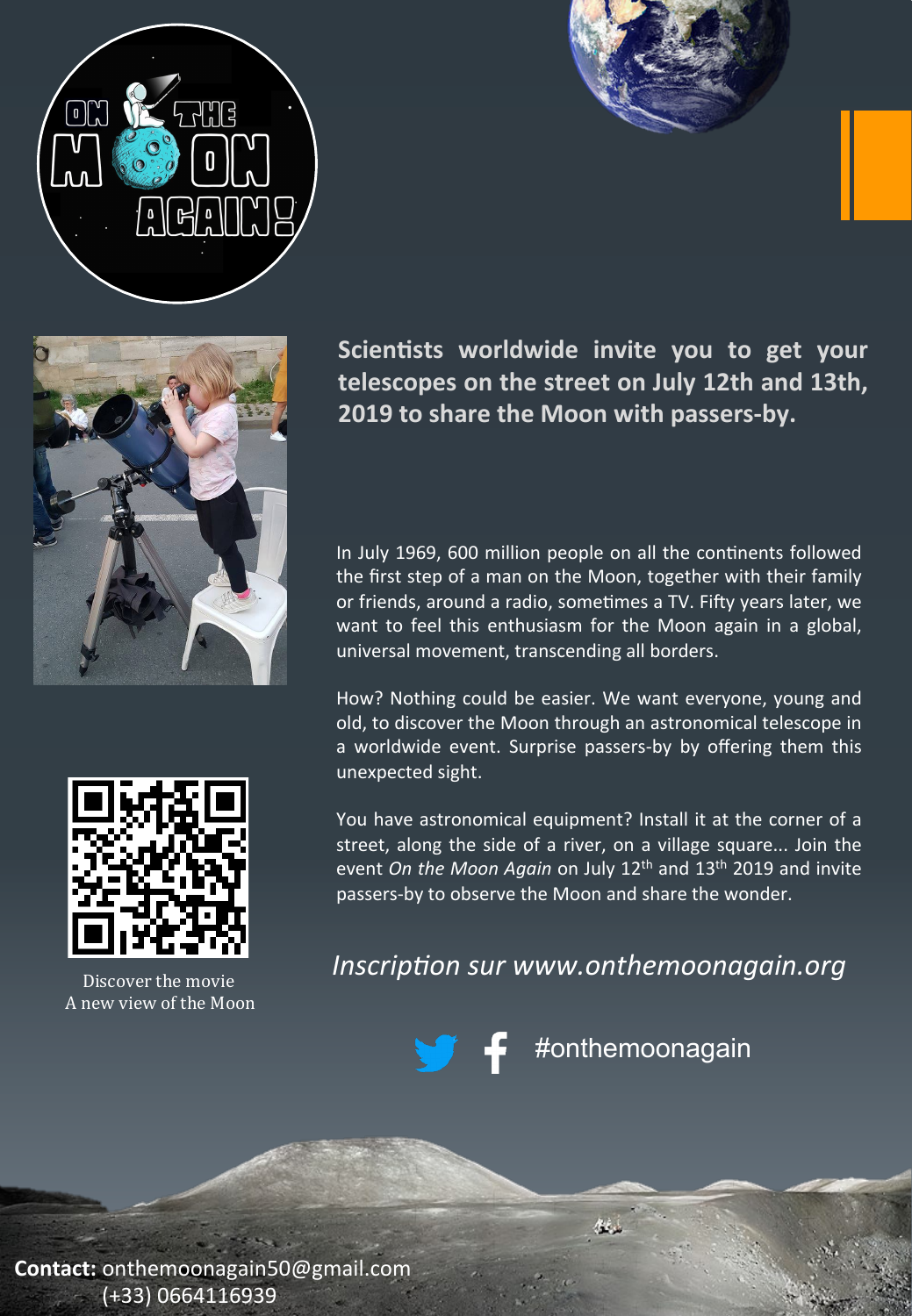**Scientists worldwide invite you to get your telescopes on the street on July 12th and 13th, 2019 to share the Moon with passers-by.**

In July 1969, 600 million people on all the continents followed the first step of a man on the Moon, together with their family or friends, around a radio, sometimes a TV. Fifty years later, we want to feel this enthusiasm for the Moon again in a global, universal movement, transcending all borders.

How? Nothing could be easier. We want everyone, young and old, to discover the Moon through an astronomical telescope in a worldwide event. Surprise passers-by by offering them this unexpected sight.

You have astronomical equipment? Install it at the corner of a street, along the side of a river, on a village square... Join the event *On the Moon Again* on July 12th and 13th 2019 and invite passers-by to observe the Moon and share the wonder.

Discover the movie
A new view of the Moon

*Inscription sur www.onthemoonagain.org*

#onthemoonagain

**Contact:** onthemoonagain50@gmail.com
(+33) 0664116939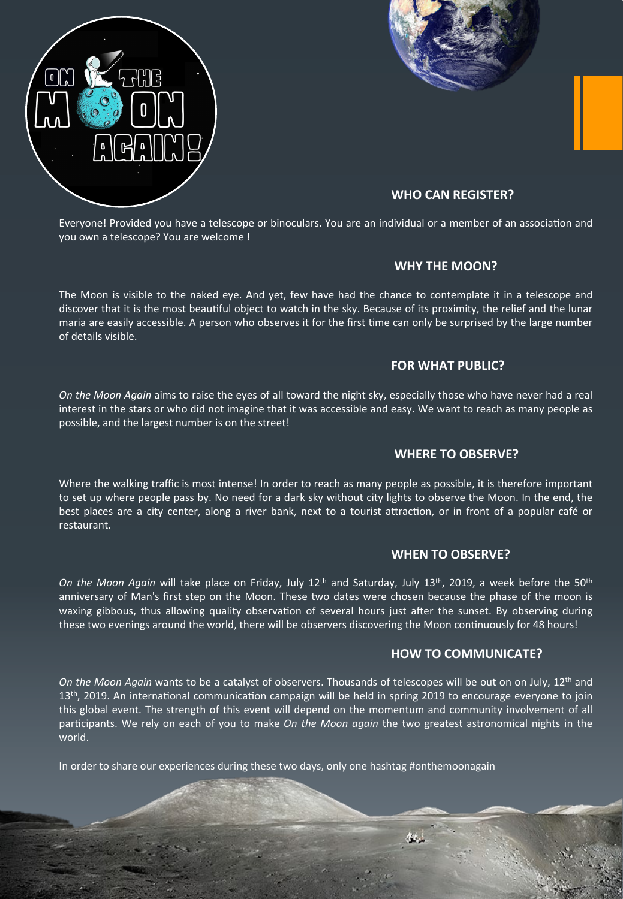## WHO CAN REGISTER?

Everyone! Provided you have a telescope or binoculars. You are an individual or a member of an association and you own a telescope? You are welcome !

## WHY THE MOON?

The Moon is visible to the naked eye. And yet, few have had the chance to contemplate it in a telescope and discover that it is the most beautiful object to watch in the sky. Because of its proximity, the relief and the lunar maria are easily accessible. A person who observes it for the first time can only be surprised by the large number of details visible.

## FOR WHAT PUBLIC?

*On the Moon Again* aims to raise the eyes of all toward the night sky, especially those who have never had a real interest in the stars or who did not imagine that it was accessible and easy. We want to reach as many people as possible, and the largest number is on the street!

## WHERE TO OBSERVE?

Where the walking traffic is most intense! In order to reach as many people as possible, it is therefore important to set up where people pass by. No need for a dark sky without city lights to observe the Moon. In the end, the best places are a city center, along a river bank, next to a tourist attraction, or in front of a popular café or restaurant.

## WHEN TO OBSERVE?

*On the Moon Again* will take place on Friday, July 12th and Saturday, July 13th, 2019, a week before the 50th anniversary of Man's first step on the Moon. These two dates were chosen because the phase of the moon is waxing gibbous, thus allowing quality observation of several hours just after the sunset. By observing during these two evenings around the world, there will be observers discovering the Moon continuously for 48 hours!

## HOW TO COMMUNICATE?

*On the Moon Again* wants to be a catalyst of observers. Thousands of telescopes will be out on on July, 12th and 13th, 2019. An international communication campaign will be held in spring 2019 to encourage everyone to join this global event. The strength of this event will depend on the momentum and community involvement of all participants. We rely on each of you to make *On the Moon again* the two greatest astronomical nights in the world.

In order to share our experiences during these two days, only one hashtag #onthemoonagain